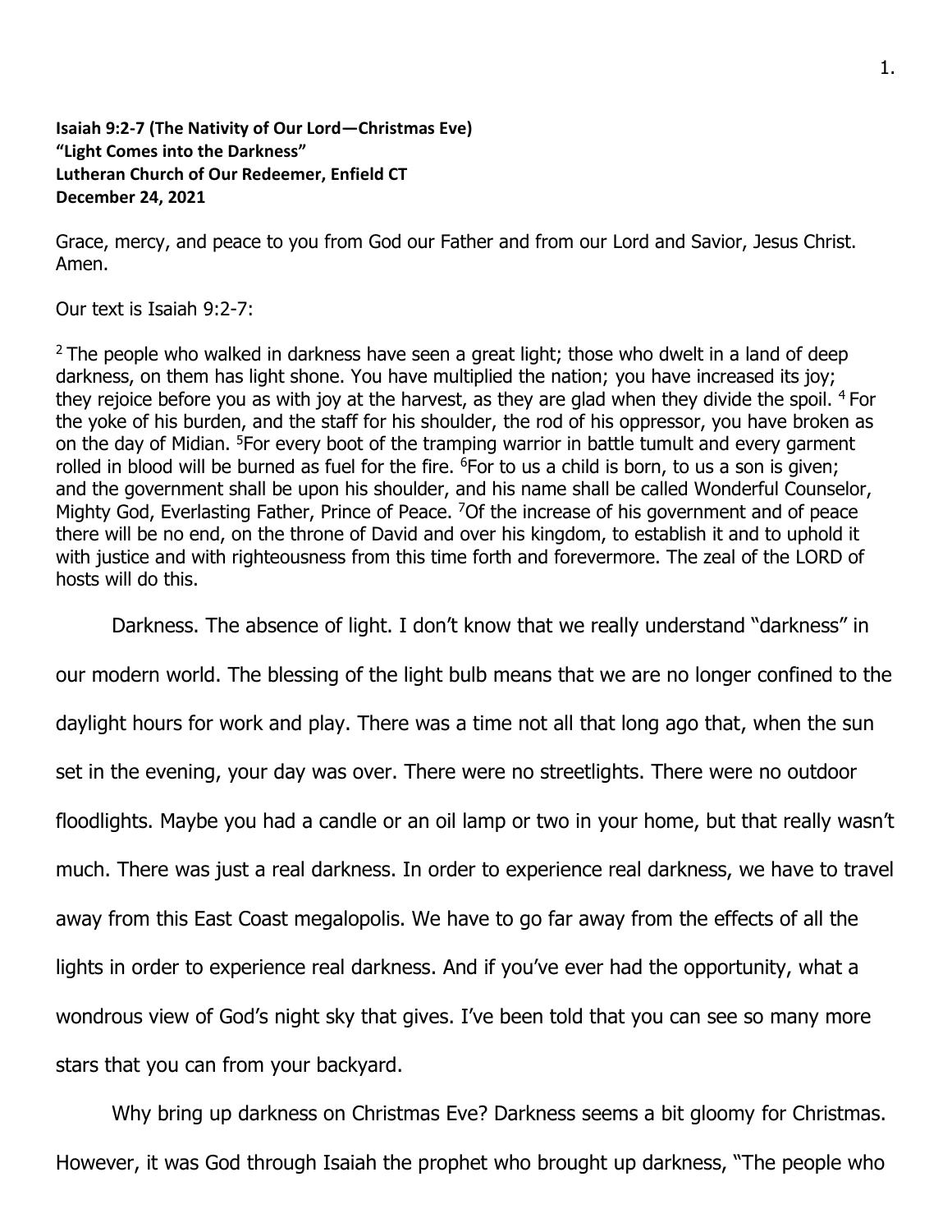**Isaiah 9:2-7 (The Nativity of Our Lord—Christmas Eve)**
**"Light Comes into the Darkness"**
**Lutheran Church of Our Redeemer, Enfield CT**
**December 24, 2021**

Grace, mercy, and peace to you from God our Father and from our Lord and Savior, Jesus Christ. Amen.

Our text is Isaiah 9:2-7:

[2] The people who walked in darkness have seen a great light; those who dwelt in a land of deep darkness, on them has light shone. You have multiplied the nation; you have increased its joy; they rejoice before you as with joy at the harvest, as they are glad when they divide the spoil. [4] For the yoke of his burden, and the staff for his shoulder, the rod of his oppressor, you have broken as on the day of Midian. [5]For every boot of the tramping warrior in battle tumult and every garment rolled in blood will be burned as fuel for the fire. [6]For to us a child is born, to us a son is given; and the government shall be upon his shoulder, and his name shall be called Wonderful Counselor, Mighty God, Everlasting Father, Prince of Peace. [7]Of the increase of his government and of peace there will be no end, on the throne of David and over his kingdom, to establish it and to uphold it with justice and with righteousness from this time forth and forevermore. The zeal of the LORD of hosts will do this.

Darkness. The absence of light. I don't know that we really understand "darkness" in our modern world. The blessing of the light bulb means that we are no longer confined to the daylight hours for work and play. There was a time not all that long ago that, when the sun set in the evening, your day was over. There were no streetlights. There were no outdoor floodlights. Maybe you had a candle or an oil lamp or two in your home, but that really wasn't much. There was just a real darkness. In order to experience real darkness, we have to travel away from this East Coast megalopolis. We have to go far away from the effects of all the lights in order to experience real darkness. And if you've ever had the opportunity, what a wondrous view of God's night sky that gives. I've been told that you can see so many more stars that you can from your backyard.

Why bring up darkness on Christmas Eve? Darkness seems a bit gloomy for Christmas. However, it was God through Isaiah the prophet who brought up darkness, "The people who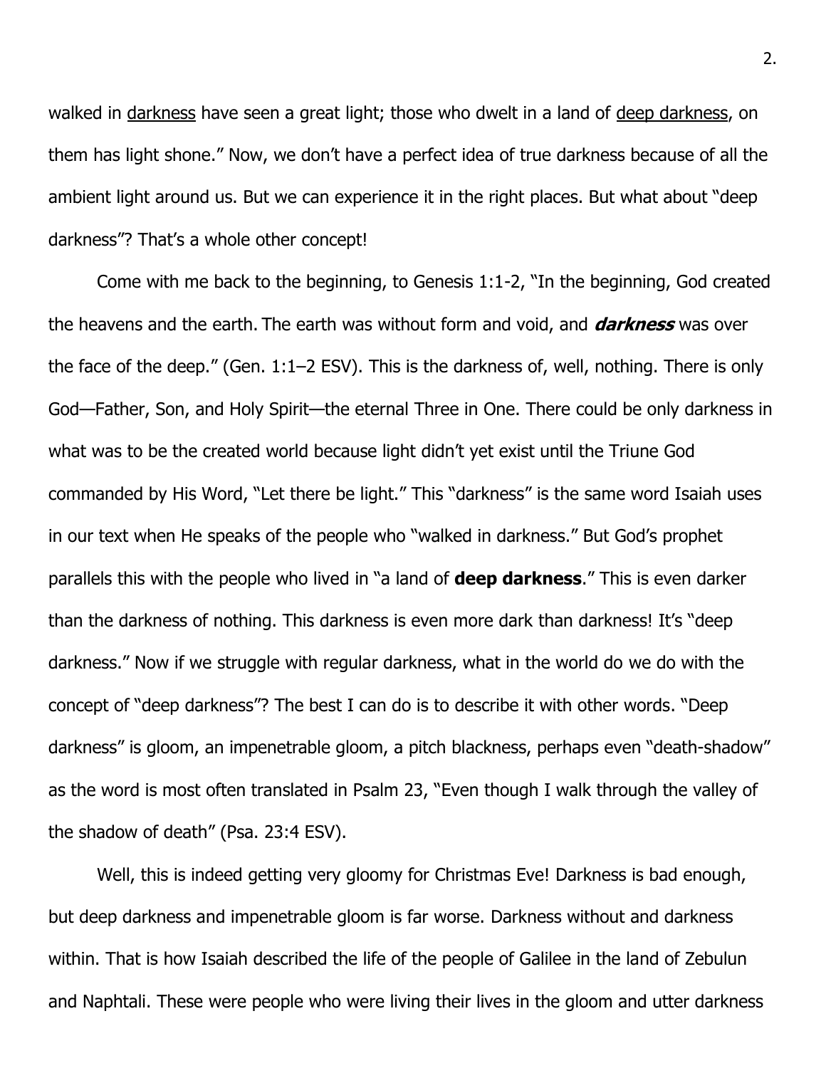walked in <u>darkness</u> have seen a great light; those who dwelt in a land of <u>deep darkness</u>, on them has light shone." Now, we don't have a perfect idea of true darkness because of all the ambient light around us. But we can experience it in the right places. But what about "deep darkness"? That's a whole other concept!

Come with me back to the beginning, to Genesis 1:1-2, "In the beginning, God created the heavens and the earth. The earth was without form and void, and ***darkness*** was over the face of the deep." (Gen. 1:1–2 ESV). This is the darkness of, well, nothing. There is only God—Father, Son, and Holy Spirit—the eternal Three in One. There could be only darkness in what was to be the created world because light didn't yet exist until the Triune God commanded by His Word, "Let there be light." This "darkness" is the same word Isaiah uses in our text when He speaks of the people who "walked in darkness." But God's prophet parallels this with the people who lived in "a land of **deep darkness**." This is even darker than the darkness of nothing. This darkness is even more dark than darkness! It's "deep darkness." Now if we struggle with regular darkness, what in the world do we do with the concept of "deep darkness"? The best I can do is to describe it with other words. "Deep darkness" is gloom, an impenetrable gloom, a pitch blackness, perhaps even "death-shadow" as the word is most often translated in Psalm 23, "Even though I walk through the valley of the shadow of death" (Psa. 23:4 ESV).

Well, this is indeed getting very gloomy for Christmas Eve! Darkness is bad enough, but deep darkness and impenetrable gloom is far worse. Darkness without and darkness within. That is how Isaiah described the life of the people of Galilee in the land of Zebulun and Naphtali. These were people who were living their lives in the gloom and utter darkness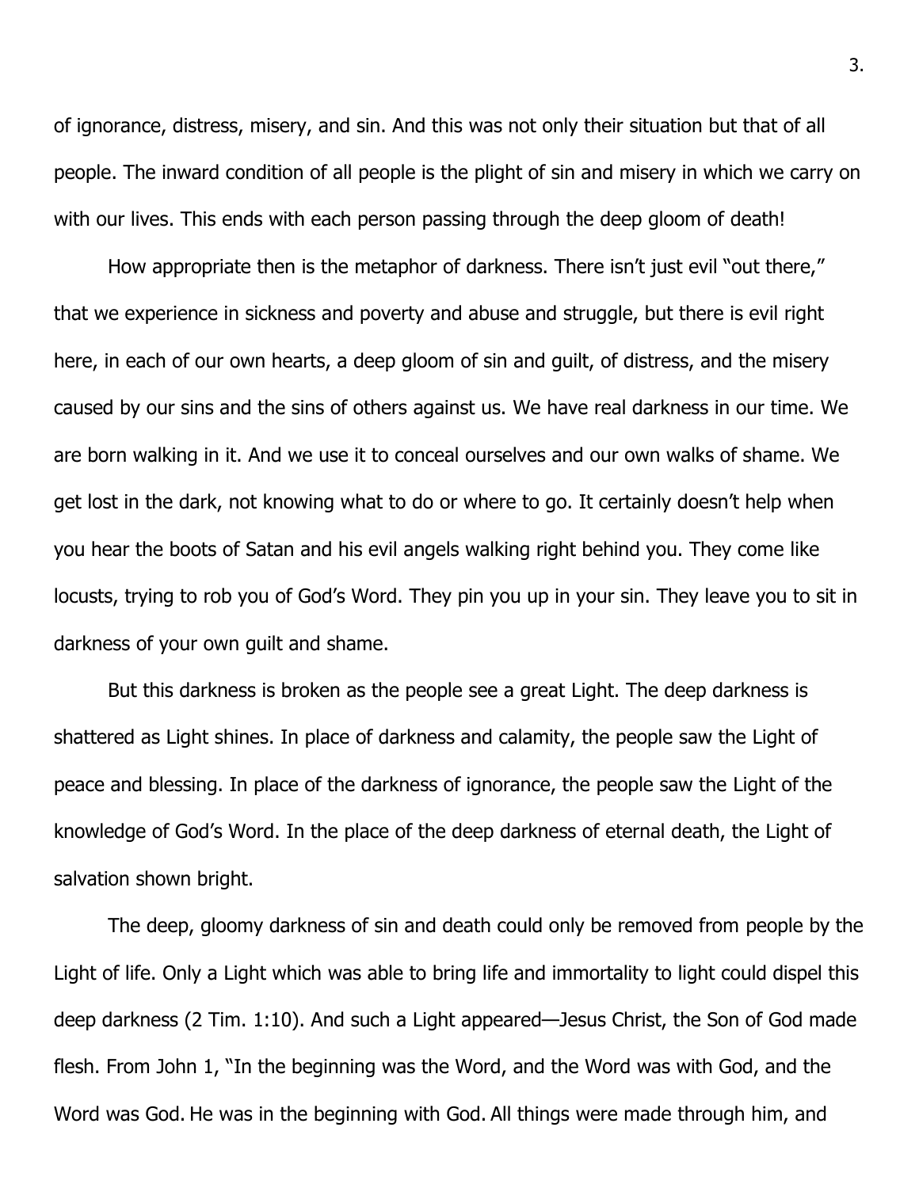of ignorance, distress, misery, and sin. And this was not only their situation but that of all people. The inward condition of all people is the plight of sin and misery in which we carry on with our lives. This ends with each person passing through the deep gloom of death!

How appropriate then is the metaphor of darkness. There isn't just evil "out there," that we experience in sickness and poverty and abuse and struggle, but there is evil right here, in each of our own hearts, a deep gloom of sin and guilt, of distress, and the misery caused by our sins and the sins of others against us. We have real darkness in our time. We are born walking in it. And we use it to conceal ourselves and our own walks of shame. We get lost in the dark, not knowing what to do or where to go. It certainly doesn't help when you hear the boots of Satan and his evil angels walking right behind you. They come like locusts, trying to rob you of God's Word. They pin you up in your sin. They leave you to sit in darkness of your own guilt and shame.

But this darkness is broken as the people see a great Light. The deep darkness is shattered as Light shines. In place of darkness and calamity, the people saw the Light of peace and blessing. In place of the darkness of ignorance, the people saw the Light of the knowledge of God's Word. In the place of the deep darkness of eternal death, the Light of salvation shown bright.

The deep, gloomy darkness of sin and death could only be removed from people by the Light of life. Only a Light which was able to bring life and immortality to light could dispel this deep darkness (2 Tim. 1:10). And such a Light appeared—Jesus Christ, the Son of God made flesh. From John 1, "In the beginning was the Word, and the Word was with God, and the Word was God. He was in the beginning with God. All things were made through him, and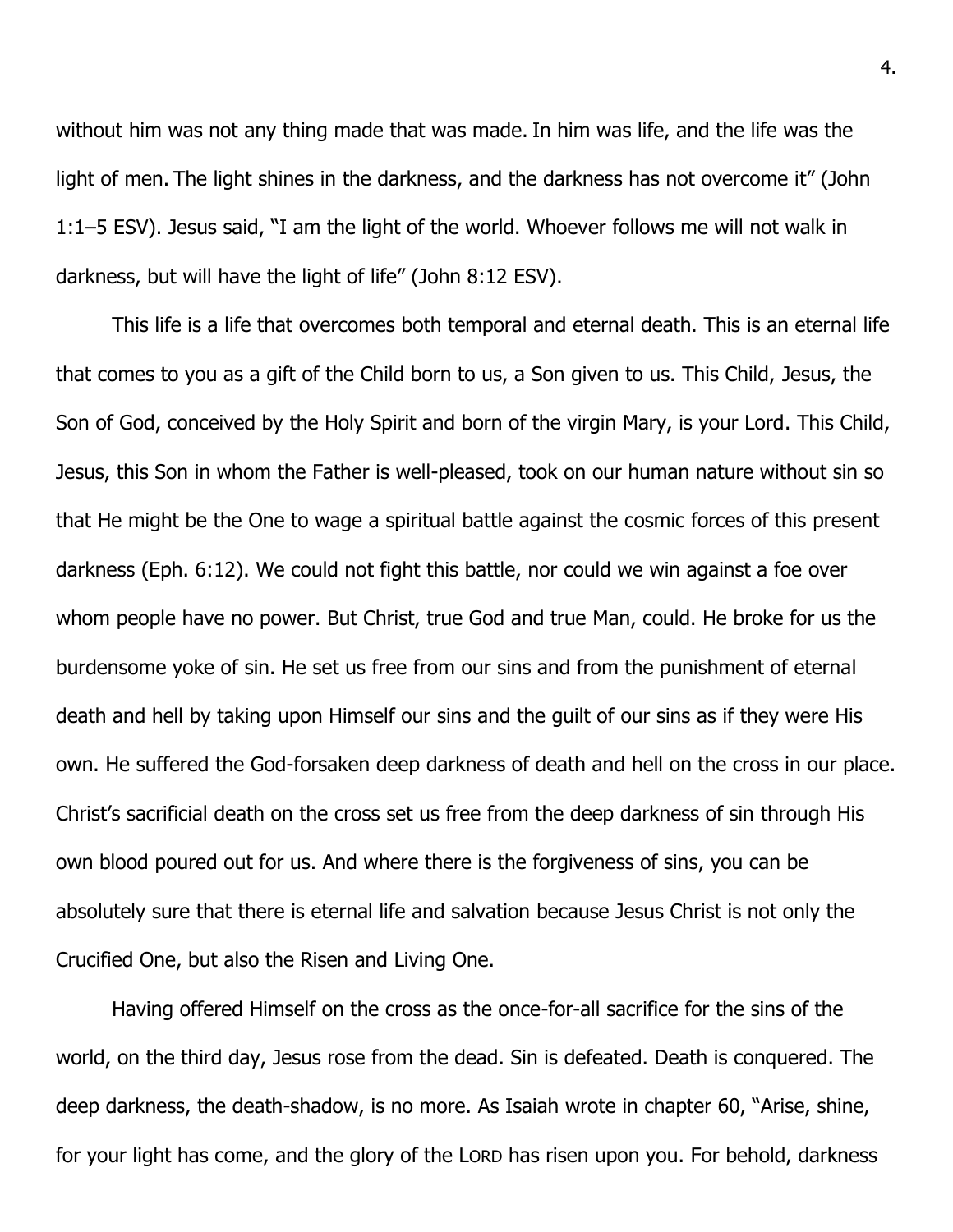without him was not any thing made that was made. In him was life, and the life was the light of men. The light shines in the darkness, and the darkness has not overcome it" (John 1:1–5 ESV). Jesus said, "I am the light of the world. Whoever follows me will not walk in darkness, but will have the light of life" (John 8:12 ESV).

This life is a life that overcomes both temporal and eternal death. This is an eternal life that comes to you as a gift of the Child born to us, a Son given to us. This Child, Jesus, the Son of God, conceived by the Holy Spirit and born of the virgin Mary, is your Lord. This Child, Jesus, this Son in whom the Father is well-pleased, took on our human nature without sin so that He might be the One to wage a spiritual battle against the cosmic forces of this present darkness (Eph. 6:12). We could not fight this battle, nor could we win against a foe over whom people have no power. But Christ, true God and true Man, could. He broke for us the burdensome yoke of sin. He set us free from our sins and from the punishment of eternal death and hell by taking upon Himself our sins and the guilt of our sins as if they were His own. He suffered the God-forsaken deep darkness of death and hell on the cross in our place. Christ's sacrificial death on the cross set us free from the deep darkness of sin through His own blood poured out for us. And where there is the forgiveness of sins, you can be absolutely sure that there is eternal life and salvation because Jesus Christ is not only the Crucified One, but also the Risen and Living One.

Having offered Himself on the cross as the once-for-all sacrifice for the sins of the world, on the third day, Jesus rose from the dead. Sin is defeated. Death is conquered. The deep darkness, the death-shadow, is no more. As Isaiah wrote in chapter 60, "Arise, shine, for your light has come, and the glory of the LORD has risen upon you. For behold, darkness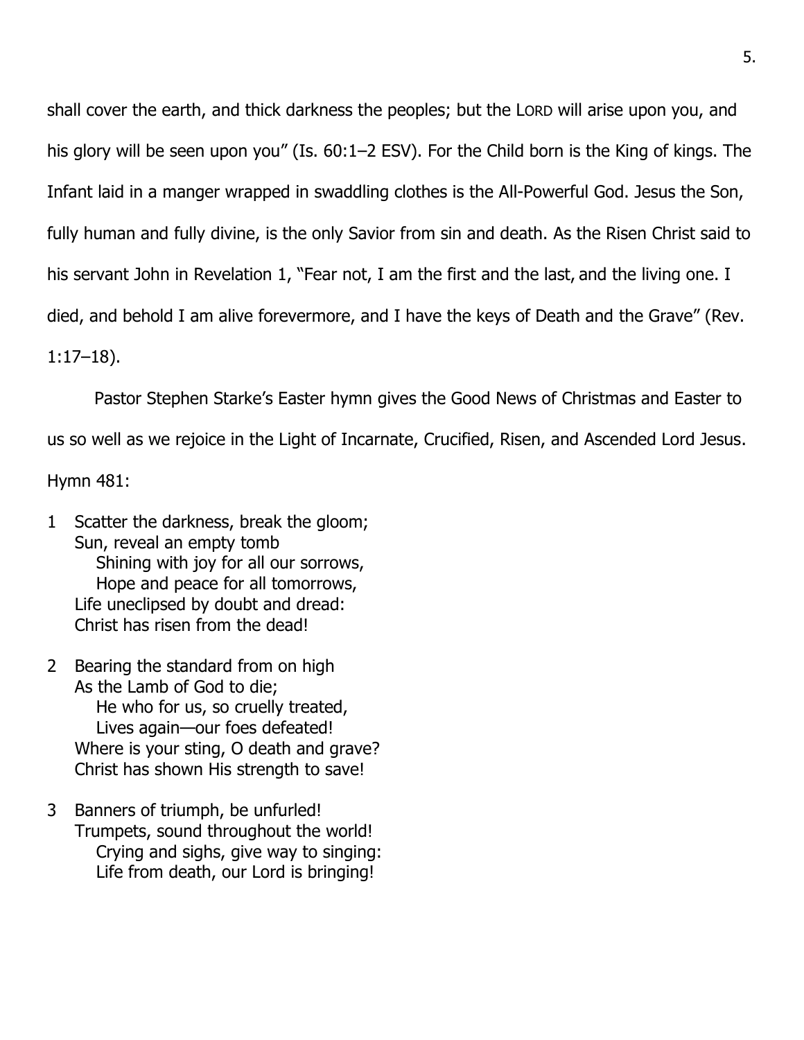shall cover the earth, and thick darkness the peoples; but the LORD will arise upon you, and his glory will be seen upon you" (Is. 60:1–2 ESV). For the Child born is the King of kings. The Infant laid in a manger wrapped in swaddling clothes is the All-Powerful God. Jesus the Son, fully human and fully divine, is the only Savior from sin and death. As the Risen Christ said to his servant John in Revelation 1, "Fear not, I am the first and the last, and the living one. I died, and behold I am alive forevermore, and I have the keys of Death and the Grave" (Rev. 1:17–18).

Pastor Stephen Starke's Easter hymn gives the Good News of Christmas and Easter to us so well as we rejoice in the Light of Incarnate, Crucified, Risen, and Ascended Lord Jesus. Hymn 481:

1 Scatter the darkness, break the gloom;
Sun, reveal an empty tomb
Shining with joy for all our sorrows,
Hope and peace for all tomorrows,
Life uneclipsed by doubt and dread:
Christ has risen from the dead!

2 Bearing the standard from on high
As the Lamb of God to die;
He who for us, so cruelly treated,
Lives again—our foes defeated!
Where is your sting, O death and grave?
Christ has shown His strength to save!

3 Banners of triumph, be unfurled!
Trumpets, sound throughout the world!
Crying and sighs, give way to singing:
Life from death, our Lord is bringing!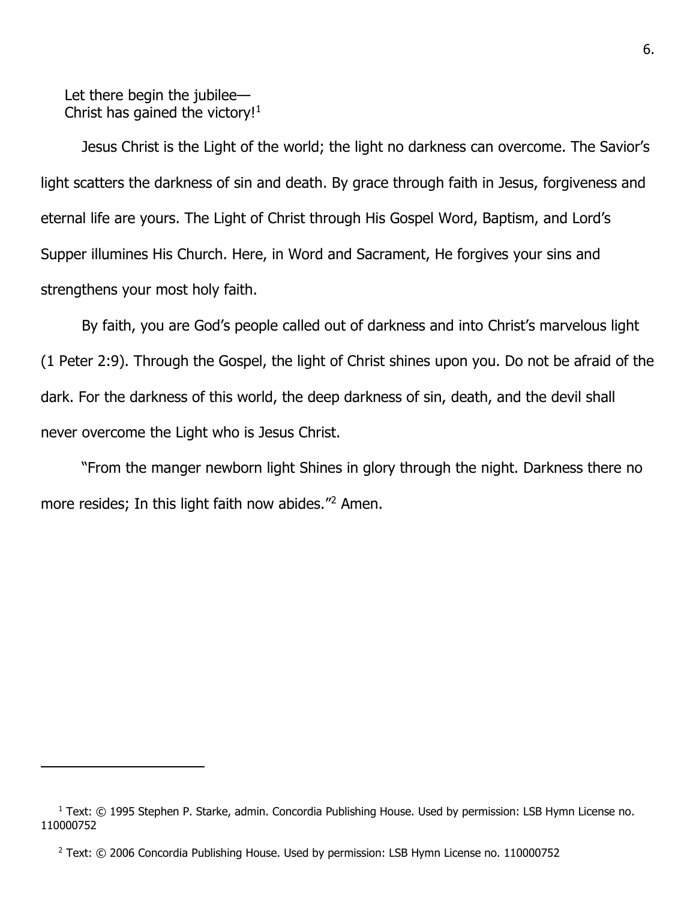Let there begin the jubilee—
Christ has gained the victory![1]

Jesus Christ is the Light of the world; the light no darkness can overcome. The Savior's light scatters the darkness of sin and death. By grace through faith in Jesus, forgiveness and eternal life are yours. The Light of Christ through His Gospel Word, Baptism, and Lord's Supper illumines His Church. Here, in Word and Sacrament, He forgives your sins and strengthens your most holy faith.

By faith, you are God's people called out of darkness and into Christ's marvelous light (1 Peter 2:9). Through the Gospel, the light of Christ shines upon you. Do not be afraid of the dark. For the darkness of this world, the deep darkness of sin, death, and the devil shall never overcome the Light who is Jesus Christ.

"From the manger newborn light Shines in glory through the night. Darkness there no more resides; In this light faith now abides."[2] Amen.

---

[1] Text: © 1995 Stephen P. Starke, admin. Concordia Publishing House. Used by permission: LSB Hymn License no. 110000752

[2] Text: © 2006 Concordia Publishing House. Used by permission: LSB Hymn License no. 110000752